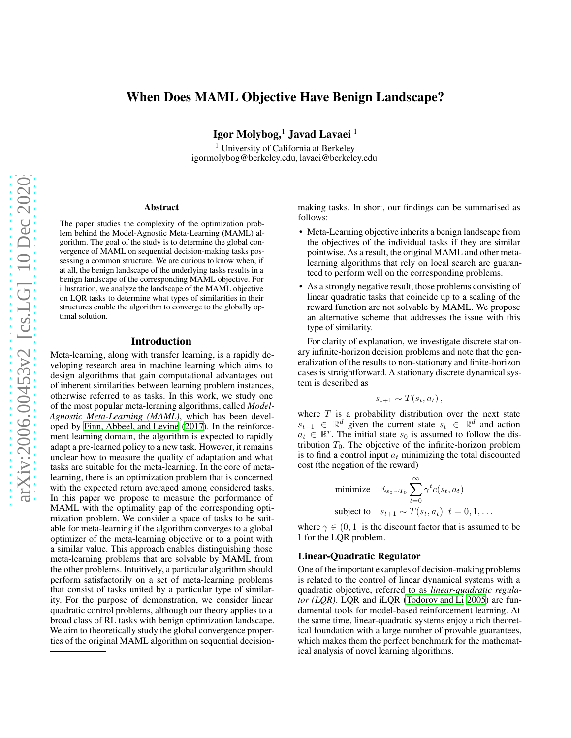# When Does MAML Objective Have Benign Landscape?

**Igor Molybog,**[1] **Javad Lavaei** [1]

[1] University of California at Berkeley
igormolybog@berkeley.edu, lavaei@berkeley.edu

## Abstract

The paper studies the complexity of the optimization problem behind the Model-Agnostic Meta-Learning (MAML) algorithm. The goal of the study is to determine the global convergence of MAML on sequential decision-making tasks possessing a common structure. We are curious to know when, if at all, the benign landscape of the underlying tasks results in a benign landscape of the corresponding MAML objective. For illustration, we analyze the landscape of the MAML objective on LQR tasks to determine what types of similarities in their structures enable the algorithm to converge to the globally optimal solution.

## Introduction

Meta-learning, along with transfer learning, is a rapidly developing research area in machine learning which aims to design algorithms that gain computational advantages out of inherent similarities between learning problem instances, otherwise referred to as tasks. In this work, we study one of the most popular meta-leraning algorithms, called *Model-Agnostic Meta-Learning (MAML)*, which has been developed by Finn, Abbeel, and Levine (2017). In the reinforcement learning domain, the algorithm is expected to rapidly adapt a pre-learned policy to a new task. However, it remains unclear how to measure the quality of adaptation and what tasks are suitable for the meta-learning. In the core of meta-learning, there is an optimization problem that is concerned with the expected return averaged among considered tasks. In this paper we propose to measure the performance of MAML with the optimality gap of the corresponding optimization problem. We consider a space of tasks to be suitable for meta-learning if the algorithm converges to a global optimizer of the meta-learning objective or to a point with a similar value. This approach enables distinguishing those meta-learning problems that are solvable by MAML from the other problems. Intuitively, a particular algorithm should perform satisfactorily on a set of meta-learning problems that consist of tasks united by a particular type of similarity. For the purpose of demonstration, we consider linear quadratic control problems, although our theory applies to a broad class of RL tasks with benign optimization landscape. We aim to theoretically study the global convergence properties of the original MAML algorithm on sequential decision-making tasks. In short, our findings can be summarised as follows:

- Meta-Learning objective inherits a benign landscape from the objectives of the individual tasks if they are similar pointwise. As a result, the original MAML and other meta-learning algorithms that rely on local search are guaranteed to perform well on the corresponding problems.
- As a strongly negative result, those problems consisting of linear quadratic tasks that coincide up to a scaling of the reward function are not solvable by MAML. We propose an alternative scheme that addresses the issue with this type of similarity.

For clarity of explanation, we investigate discrete stationary infinite-horizon decision problems and note that the generalization of the results to non-stationary and finite-horizon cases is straightforward. A stationary discrete dynamical system is described as

$$s_{t+1} \sim T(s_t, a_t)\,,$$

where $T$ is a probability distribution over the next state $s_{t+1} \in \mathbb{R}^d$ given the current state $s_t \in \mathbb{R}^d$ and action $a_t \in \mathbb{R}^r$. The initial state $s_0$ is assumed to follow the distribution $T_0$. The objective of the infinite-horizon problem is to find a control input $a_t$ minimizing the total discounted cost (the negation of the reward)

$$\begin{aligned} \text{minimize} \quad & \mathbb{E}_{s_0 \sim T_0} \sum_{t=0}^{\infty} \gamma^t c(s_t, a_t) \\ \text{subject to} \quad & s_{t+1} \sim T(s_t, a_t) \;\; t = 0, 1, \ldots \end{aligned}$$

where $\gamma \in (0, 1]$ is the discount factor that is assumed to be 1 for the LQR problem.

### Linear-Quadratic Regulator

One of the important examples of decision-making problems is related to the control of linear dynamical systems with a quadratic objective, referred to as *linear-quadratic regulator (LQR)*. LQR and iLQR (Todorov and Li 2005) are fundamental tools for model-based reinforcement learning. At the same time, linear-quadratic systems enjoy a rich theoretical foundation with a large number of provable guarantees, which makes them the perfect benchmark for the mathematical analysis of novel learning algorithms.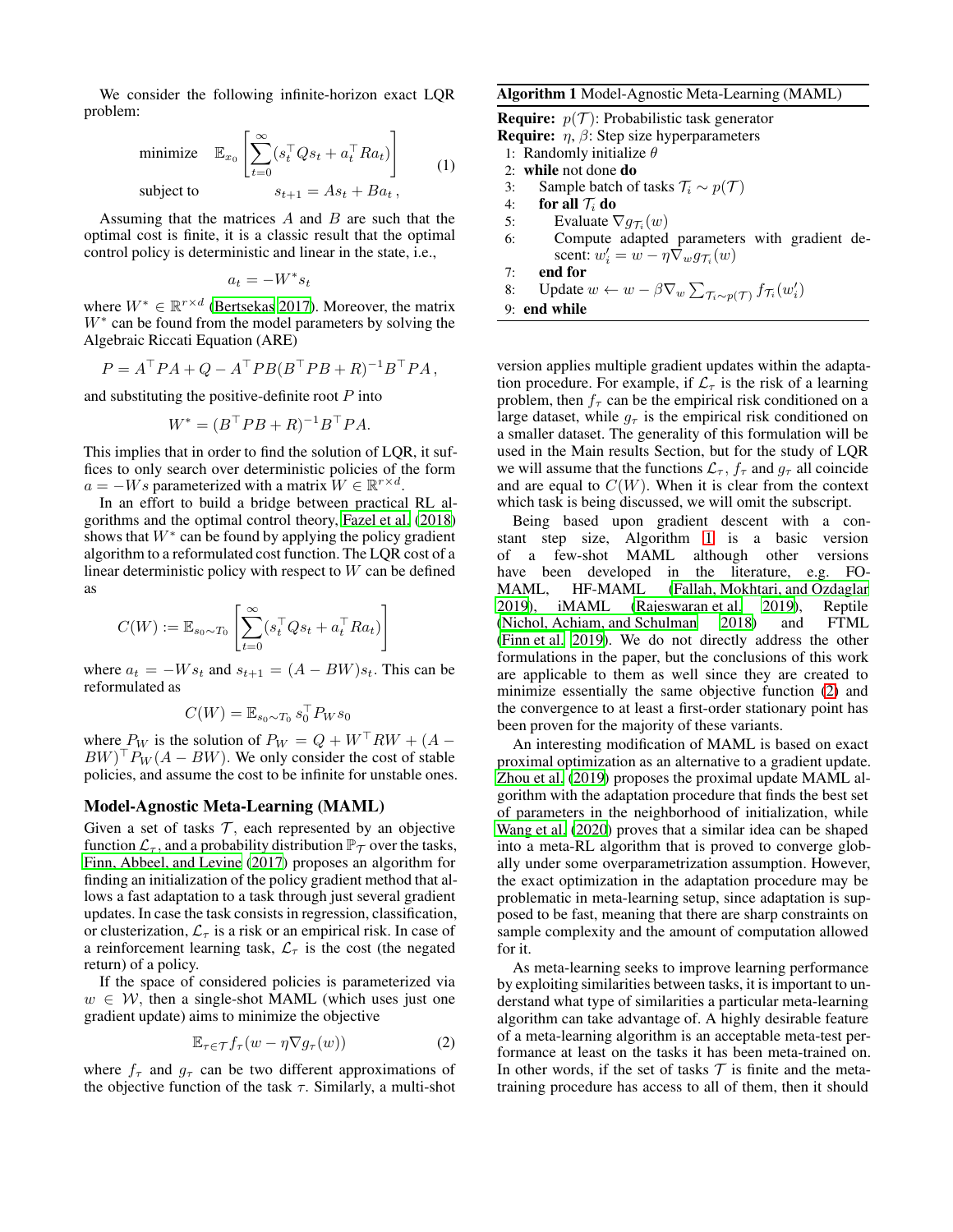We consider the following infinite-horizon exact LQR problem:

$$
\begin{aligned}
&\text{minimize} \quad \mathbb{E}_{x_0}\left[\sum_{t=0}^{\infty}(s_t^\top Q s_t + a_t^\top R a_t)\right] \\
&\text{subject to} \qquad\quad s_{t+1} = A s_t + B a_t\,,
\end{aligned}
\tag{1}
$$

Assuming that the matrices $A$ and $B$ are such that the optimal cost is finite, it is a classic result that the optimal control policy is deterministic and linear in the state, i.e.,

$$
a_t = -W^* s_t
$$

where $W^* \in \mathbb{R}^{r\times d}$ (Bertsekas 2017). Moreover, the matrix $W^*$ can be found from the model parameters by solving the Algebraic Riccati Equation (ARE)

$$
P = A^\top P A + Q - A^\top P B (B^\top P B + R)^{-1} B^\top P A\,,
$$

and substituting the positive-definite root $P$ into

$$
W^* = (B^\top P B + R)^{-1} B^\top P A.
$$

This implies that in order to find the solution of LQR, it suffices to only search over deterministic policies of the form $a = -Ws$ parameterized with a matrix $W \in \mathbb{R}^{r\times d}$.

In an effort to build a bridge between practical RL algorithms and the optimal control theory, Fazel et al. (2018) shows that $W^*$ can be found by applying the policy gradient algorithm to a reformulated cost function. The LQR cost of a linear deterministic policy with respect to $W$ can be defined as

$$
C(W) := \mathbb{E}_{s_0\sim T_0}\left[\sum_{t=0}^{\infty}(s_t^\top Q s_t + a_t^\top R a_t)\right]
$$

where $a_t = -W s_t$ and $s_{t+1} = (A - BW)s_t$. This can be reformulated as

$$
C(W) = \mathbb{E}_{s_0\sim T_0}\, s_0^\top P_W s_0
$$

where $P_W$ is the solution of $P_W = Q + W^\top R W + (A - BW)^\top P_W (A - BW)$. We only consider the cost of stable policies, and assume the cost to be infinite for unstable ones.

## Model-Agnostic Meta-Learning (MAML)

Given a set of tasks $\mathcal{T}$, each represented by an objective function $\mathcal{L}_\tau$, and a probability distribution $\mathbb{P}_\mathcal{T}$ over the tasks, Finn, Abbeel, and Levine (2017) proposes an algorithm for finding an initialization of the policy gradient method that allows a fast adaptation to a task through just several gradient updates. In case the task consists in regression, classification, or clusterization, $\mathcal{L}_\tau$ is a risk or an empirical risk. In case of a reinforcement learning task, $\mathcal{L}_\tau$ is the cost (the negated return) of a policy.

If the space of considered policies is parameterized via $w \in \mathcal{W}$, then a single-shot MAML (which uses just one gradient update) aims to minimize the objective

$$
\mathbb{E}_{\tau\in\mathcal{T}} f_\tau(w - \eta\nabla g_\tau(w)) \tag{2}
$$

where $f_\tau$ and $g_\tau$ can be two different approximations of the objective function of the task $\tau$. Similarly, a multi-shot version applies multiple gradient updates within the adaptation procedure. For example, if $\mathcal{L}_\tau$ is the risk of a learning problem, then $f_\tau$ can be the empirical risk conditioned on a large dataset, while $g_\tau$ is the empirical risk conditioned on a smaller dataset. The generality of this formulation will be used in the Main results Section, but for the study of LQR we will assume that the functions $\mathcal{L}_\tau$, $f_\tau$ and $g_\tau$ all coincide and are equal to $C(W)$. When it is clear from the context which task is being discussed, we will omit the subscript.

**Algorithm 1** Model-Agnostic Meta-Learning (MAML)

**Require:** $p(\mathcal{T})$: Probabilistic task generator
**Require:** $\eta$, $\beta$: Step size hyperparameters

```
1: Randomly initialize θ
2: while not done do
3:     Sample batch of tasks T_i ~ p(T)
4:     for all T_i do
5:         Evaluate ∇g_{T_i}(w)
6:         Compute adapted parameters with gradient descent: w'_i = w − η∇_w g_{T_i}(w)
7:     end for
8:     Update w ← w − β∇_w Σ_{T_i~p(T)} f_{T_i}(w'_i)
9: end while
```

Being based upon gradient descent with a constant step size, Algorithm 1 is a basic version of a few-shot MAML although other versions have been developed in the literature, e.g. FO-MAML, HF-MAML (Fallah, Mokhtari, and Ozdaglar 2019), iMAML (Rajeswaran et al. 2019), Reptile (Nichol, Achiam, and Schulman 2018) and FTML (Finn et al. 2019). We do not directly address the other formulations in the paper, but the conclusions of this work are applicable to them as well since they are created to minimize essentially the same objective function (2) and the convergence to at least a first-order stationary point has been proven for the majority of these variants.

An interesting modification of MAML is based on exact proximal optimization as an alternative to a gradient update. Zhou et al. (2019) proposes the proximal update MAML algorithm with the adaptation procedure that finds the best set of parameters in the neighborhood of initialization, while Wang et al. (2020) proves that a similar idea can be shaped into a meta-RL algorithm that is proved to converge globally under some overparametrization assumption. However, the exact optimization in the adaptation procedure may be problematic in meta-learning setup, since adaptation is supposed to be fast, meaning that there are sharp constraints on sample complexity and the amount of computation allowed for it.

As meta-learning seeks to improve learning performance by exploiting similarities between tasks, it is important to understand what type of similarities a particular meta-learning algorithm can take advantage of. A highly desirable feature of a meta-learning algorithm is an acceptable meta-test performance at least on the tasks it has been meta-trained on. In other words, if the set of tasks $\mathcal{T}$ is finite and the meta-training procedure has access to all of them, then it should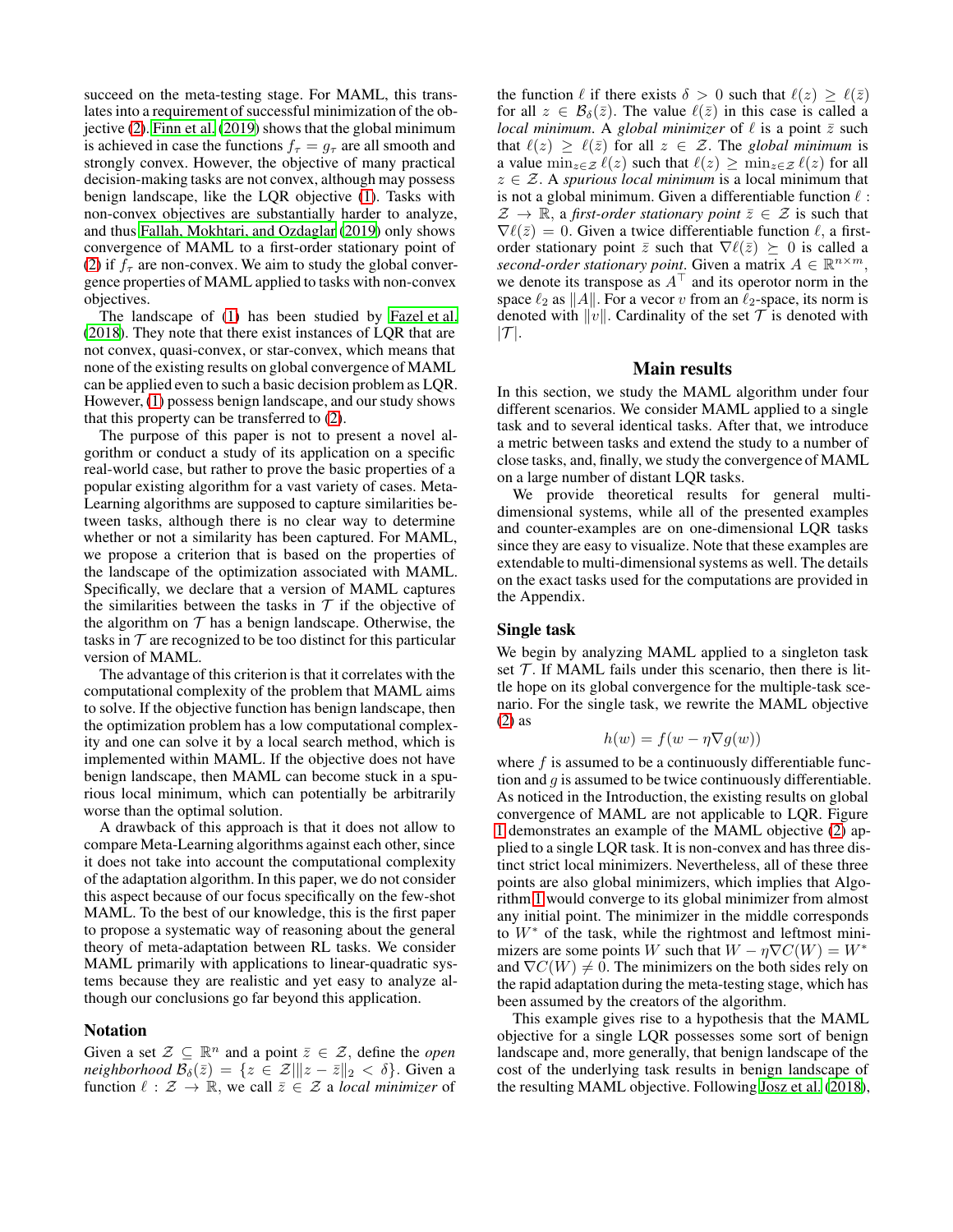succeed on the meta-testing stage. For MAML, this translates into a requirement of successful minimization of the objective (2). Finn et al. (2019) shows that the global minimum is achieved in case the functions $f_\tau = g_\tau$ are all smooth and strongly convex. However, the objective of many practical decision-making tasks are not convex, although may possess benign landscape, like the LQR objective (1). Tasks with non-convex objectives are substantially harder to analyze, and thus Fallah, Mokhtari, and Ozdaglar (2019) only shows convergence of MAML to a first-order stationary point of (2) if $f_\tau$ are non-convex. We aim to study the global convergence properties of MAML applied to tasks with non-convex objectives.

The landscape of (1) has been studied by Fazel et al. (2018). They note that there exist instances of LQR that are not convex, quasi-convex, or star-convex, which means that none of the existing results on global convergence of MAML can be applied even to such a basic decision problem as LQR. However, (1) possess benign landscape, and our study shows that this property can be transferred to (2).

The purpose of this paper is not to present a novel algorithm or conduct a study of its application on a specific real-world case, but rather to prove the basic properties of a popular existing algorithm for a vast variety of cases. Meta-Learning algorithms are supposed to capture similarities between tasks, although there is no clear way to determine whether or not a similarity has been captured. For MAML, we propose a criterion that is based on the properties of the landscape of the optimization associated with MAML. Specifically, we declare that a version of MAML captures the similarities between the tasks in $\mathcal{T}$ if the objective of the algorithm on $\mathcal{T}$ has a benign landscape. Otherwise, the tasks in $\mathcal{T}$ are recognized to be too distinct for this particular version of MAML.

The advantage of this criterion is that it correlates with the computational complexity of the problem that MAML aims to solve. If the objective function has benign landscape, then the optimization problem has a low computational complexity and one can solve it by a local search method, which is implemented within MAML. If the objective does not have benign landscape, then MAML can become stuck in a spurious local minimum, which can potentially be arbitrarily worse than the optimal solution.

A drawback of this approach is that it does not allow to compare Meta-Learning algorithms against each other, since it does not take into account the computational complexity of the adaptation algorithm. In this paper, we do not consider this aspect because of our focus specifically on the few-shot MAML. To the best of our knowledge, this is the first paper to propose a systematic way of reasoning about the general theory of meta-adaptation between RL tasks. We consider MAML primarily with applications to linear-quadratic systems because they are realistic and yet easy to analyze although our conclusions go far beyond this application.

## Notation

Given a set $\mathcal{Z} \subseteq \mathbb{R}^n$ and a point $\bar{z} \in \mathcal{Z}$, define the *open neighborhood* $\mathcal{B}_\delta(\bar{z}) = \{z \in \mathcal{Z} | \|z - \bar{z}\|_2 < \delta\}$. Given a function $\ell : \mathcal{Z} \to \mathbb{R}$, we call $\bar{z} \in \mathcal{Z}$ a *local minimizer* of the function $\ell$ if there exists $\delta > 0$ such that $\ell(z) \geq \ell(\bar{z})$ for all $z \in \mathcal{B}_\delta(\bar{z})$. The value $\ell(\bar{z})$ in this case is called a *local minimum*. A *global minimizer* of $\ell$ is a point $\bar{z}$ such that $\ell(z) \geq \ell(\bar{z})$ for all $z \in \mathcal{Z}$. The *global minimum* is a value $\min_{z \in \mathcal{Z}} \ell(z)$ such that $\ell(z) \geq \min_{z \in \mathcal{Z}} \ell(z)$ for all $z \in \mathcal{Z}$. A *spurious local minimum* is a local minimum that is not a global minimum. Given a differentiable function $\ell : \mathcal{Z} \to \mathbb{R}$, a *first-order stationary point* $\bar{z} \in \mathcal{Z}$ is such that $\nabla \ell(\bar{z}) = 0$. Given a twice differentiable function $\ell$, a first-order stationary point $\bar{z}$ such that $\nabla \ell(\bar{z}) \succeq 0$ is called a *second-order stationary point*. Given a matrix $A \in \mathbb{R}^{n \times m}$, we denote its transpose as $A^\top$ and its operotor norm in the space $\ell_2$ as $\|A\|$. For a vecor $v$ from an $\ell_2$-space, its norm is denoted with $\|v\|$. Cardinality of the set $\mathcal{T}$ is denoted with $|\mathcal{T}|$.

# Main results

In this section, we study the MAML algorithm under four different scenarios. We consider MAML applied to a single task and to several identical tasks. After that, we introduce a metric between tasks and extend the study to a number of close tasks, and, finally, we study the convergence of MAML on a large number of distant LQR tasks.

We provide theoretical results for general multi-dimensional systems, while all of the presented examples and counter-examples are on one-dimensional LQR tasks since they are easy to visualize. Note that these examples are extendable to multi-dimensional systems as well. The details on the exact tasks used for the computations are provided in the Appendix.

## Single task

We begin by analyzing MAML applied to a singleton task set $\mathcal{T}$. If MAML fails under this scenario, then there is little hope on its global convergence for the multiple-task scenario. For the single task, we rewrite the MAML objective (2) as

$$h(w) = f(w - \eta \nabla g(w))$$

where $f$ is assumed to be a continuously differentiable function and $g$ is assumed to be twice continuously differentiable. As noticed in the Introduction, the existing results on global convergence of MAML are not applicable to LQR. Figure 1 demonstrates an example of the MAML objective (2) applied to a single LQR task. It is non-convex and has three distinct strict local minimizers. Nevertheless, all of these three points are also global minimizers, which implies that Algorithm 1 would converge to its global minimizer from almost any initial point. The minimizer in the middle corresponds to $W^*$ of the task, while the rightmost and leftmost minimizers are some points $W$ such that $W - \eta \nabla C(W) = W^*$ and $\nabla C(W) \neq 0$. The minimizers on the both sides rely on the rapid adaptation during the meta-testing stage, which has been assumed by the creators of the algorithm.

This example gives rise to a hypothesis that the MAML objective for a single LQR possesses some sort of benign landscape and, more generally, that benign landscape of the cost of the underlying task results in benign landscape of the resulting MAML objective. Following Josz et al. (2018),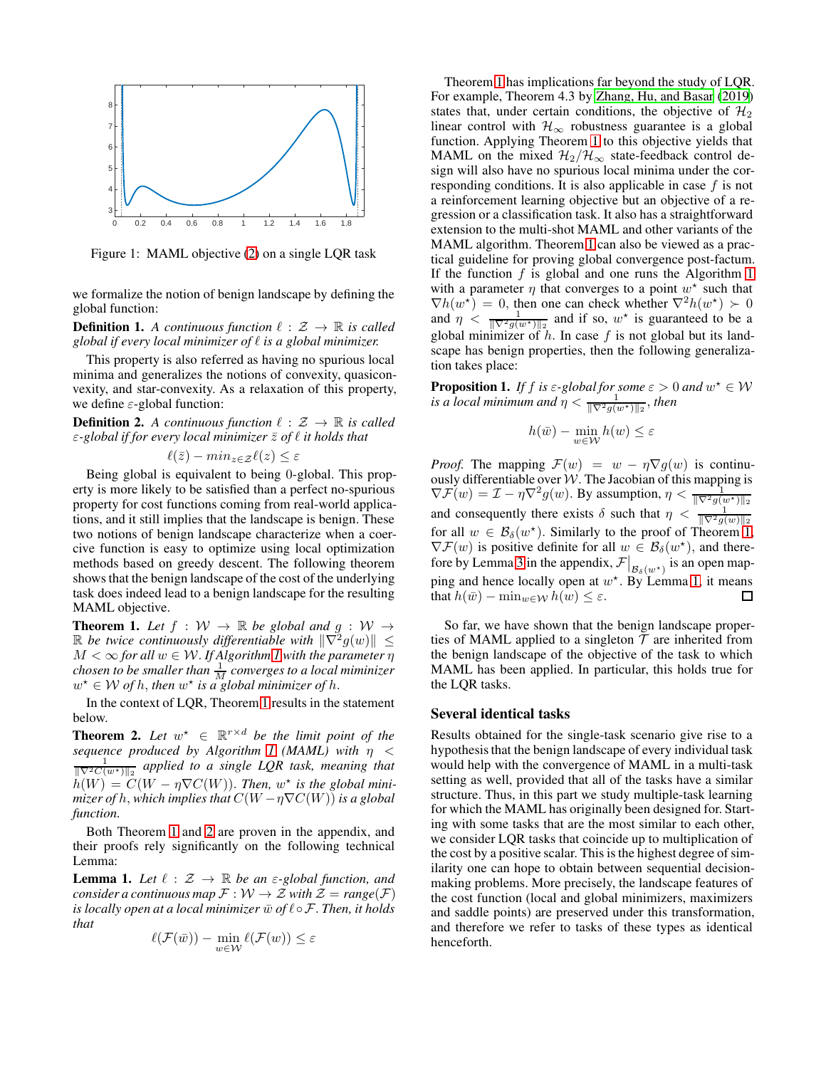Figure 1: MAML objective (2) on a single LQR task

we formalize the notion of benign landscape by defining the global function:

**Definition 1.** *A continuous function $\ell : \mathcal{Z} \to \mathbb{R}$ is called global if every local minimizer of $\ell$ is a global minimizer.*

This property is also referred as having no spurious local minima and generalizes the notions of convexity, quasiconvexity, and star-convexity. As a relaxation of this property, we define $\varepsilon$-global function:

**Definition 2.** *A continuous function $\ell : \mathcal{Z} \to \mathbb{R}$ is called $\varepsilon$-global if for every local minimizer $\bar{z}$ of $\ell$ it holds that*

$$\ell(\bar{z}) - min_{z \in \mathcal{Z}} \ell(z) \leq \varepsilon$$

Being global is equivalent to being 0-global. This property is more likely to be satisfied than a perfect no-spurious property for cost functions coming from real-world applications, and it still implies that the landscape is benign. These two notions of benign landscape characterize when a coercive function is easy to optimize using local optimization methods based on greedy descent. The following theorem shows that the benign landscape of the cost of the underlying task does indeed lead to a benign landscape for the resulting MAML objective.

**Theorem 1.** *Let $f : \mathcal{W} \to \mathbb{R}$ be global and $g : \mathcal{W} \to \mathbb{R}$ be twice continuously differentiable with $\|\nabla^2 g(w)\| \leq M < \infty$ for all $w \in \mathcal{W}$. If Algorithm 1 with the parameter $\eta$ chosen to be smaller than $\frac{1}{M}$ converges to a local minimizer $w^\star \in \mathcal{W}$ of $h$, then $w^\star$ is a global minimizer of $h$.*

In the context of LQR, Theorem 1 results in the statement below.

**Theorem 2.** *Let $w^\star \in \mathbb{R}^{r \times d}$ be the limit point of the sequence produced by Algorithm 1 (MAML) with $\eta < \frac{1}{\|\nabla^2 C(w^\star)\|_2}$ applied to a single LQR task, meaning that $h(W) = C(W - \eta \nabla C(W))$. Then, $w^\star$ is the global minimizer of $h$, which implies that $C(W - \eta \nabla C(W))$ is a global function.*

Both Theorem 1 and 2 are proven in the appendix, and their proofs rely significantly on the following technical Lemma:

**Lemma 1.** *Let $\ell : \mathcal{Z} \to \mathbb{R}$ be an $\varepsilon$-global function, and consider a continuous map $\mathcal{F} : \mathcal{W} \to \mathcal{Z}$ with $\mathcal{Z} = range(\mathcal{F})$ is locally open at a local minimizer $\bar{w}$ of $\ell \circ \mathcal{F}$. Then, it holds that*

$$\ell(\mathcal{F}(\bar{w})) - \min_{w \in \mathcal{W}} \ell(\mathcal{F}(w)) \leq \varepsilon$$

Theorem 1 has implications far beyond the study of LQR. For example, Theorem 4.3 by Zhang, Hu, and Basar (2019) states that, under certain conditions, the objective of $\mathcal{H}_2$ linear control with $\mathcal{H}_\infty$ robustness guarantee is a global function. Applying Theorem 1 to this objective yields that MAML on the mixed $\mathcal{H}_2/\mathcal{H}_\infty$ state-feedback control design will also have no spurious local minima under the corresponding conditions. It is also applicable in case $f$ is not a reinforcement learning objective but an objective of a regression or a classification task. It also has a straightforward extension to the multi-shot MAML and other variants of the MAML algorithm. Theorem 1 can also be viewed as a practical guideline for proving global convergence post-factum. If the function $f$ is global and one runs the Algorithm 1 with a parameter $\eta$ that converges to a point $w^\star$ such that $\nabla h(w^\star) = 0$, then one can check whether $\nabla^2 h(w^\star) \succ 0$ and $\eta < \frac{1}{\|\nabla^2 g(w^\star)\|_2}$ and if so, $w^\star$ is guaranteed to be a global minimizer of $h$. In case $f$ is not global but its landscape has benign properties, then the following generalization takes place:

**Proposition 1.** *If $f$ is $\varepsilon$-global for some $\varepsilon > 0$ and $w^\star \in \mathcal{W}$ is a local minimum and $\eta < \frac{1}{\|\nabla^2 g(w^\star)\|_2}$, then*

$$h(\bar{w}) - \min_{w \in \mathcal{W}} h(w) \leq \varepsilon$$

*Proof.* The mapping $\mathcal{F}(w) = w - \eta \nabla g(w)$ is continuously differentiable over $\mathcal{W}$. The Jacobian of this mapping is $\nabla \mathcal{F}(w) = \mathcal{I} - \eta \nabla^2 g(w)$. By assumption, $\eta < \frac{1}{\|\nabla^2 g(w^\star)\|_2}$ and consequently there exists $\delta$ such that $\eta < \frac{1}{\|\nabla^2 g(w)\|_2}$ for all $w \in \mathcal{B}_\delta(w^\star)$. Similarly to the proof of Theorem 1, $\nabla \mathcal{F}(w)$ is positive definite for all $w \in \mathcal{B}_\delta(w^\star)$, and therefore by Lemma 3 in the appendix, $\mathcal{F}\big|_{\mathcal{B}_\delta(w^\star)}$ is an open mapping and hence locally open at $w^\star$. By Lemma 1, it means that $h(\bar{w}) - \min_{w \in \mathcal{W}} h(w) \leq \varepsilon$. $\square$

So far, we have shown that the benign landscape properties of MAML applied to a singleton $\mathcal{T}$ are inherited from the benign landscape of the objective of the task to which MAML has been applied. In particular, this holds true for the LQR tasks.

## Several identical tasks

Results obtained for the single-task scenario give rise to a hypothesis that the benign landscape of every individual task would help with the convergence of MAML in a multi-task setting as well, provided that all of the tasks have a similar structure. Thus, in this part we study multiple-task learning for which the MAML has originally been designed for. Starting with some tasks that are the most similar to each other, we consider LQR tasks that coincide up to multiplication of the cost by a positive scalar. This is the highest degree of similarity one can hope to obtain between sequential decision-making problems. More precisely, the landscape features of the cost function (local and global minimizers, maximizers and saddle points) are preserved under this transformation, and therefore we refer to tasks of these types as identical henceforth.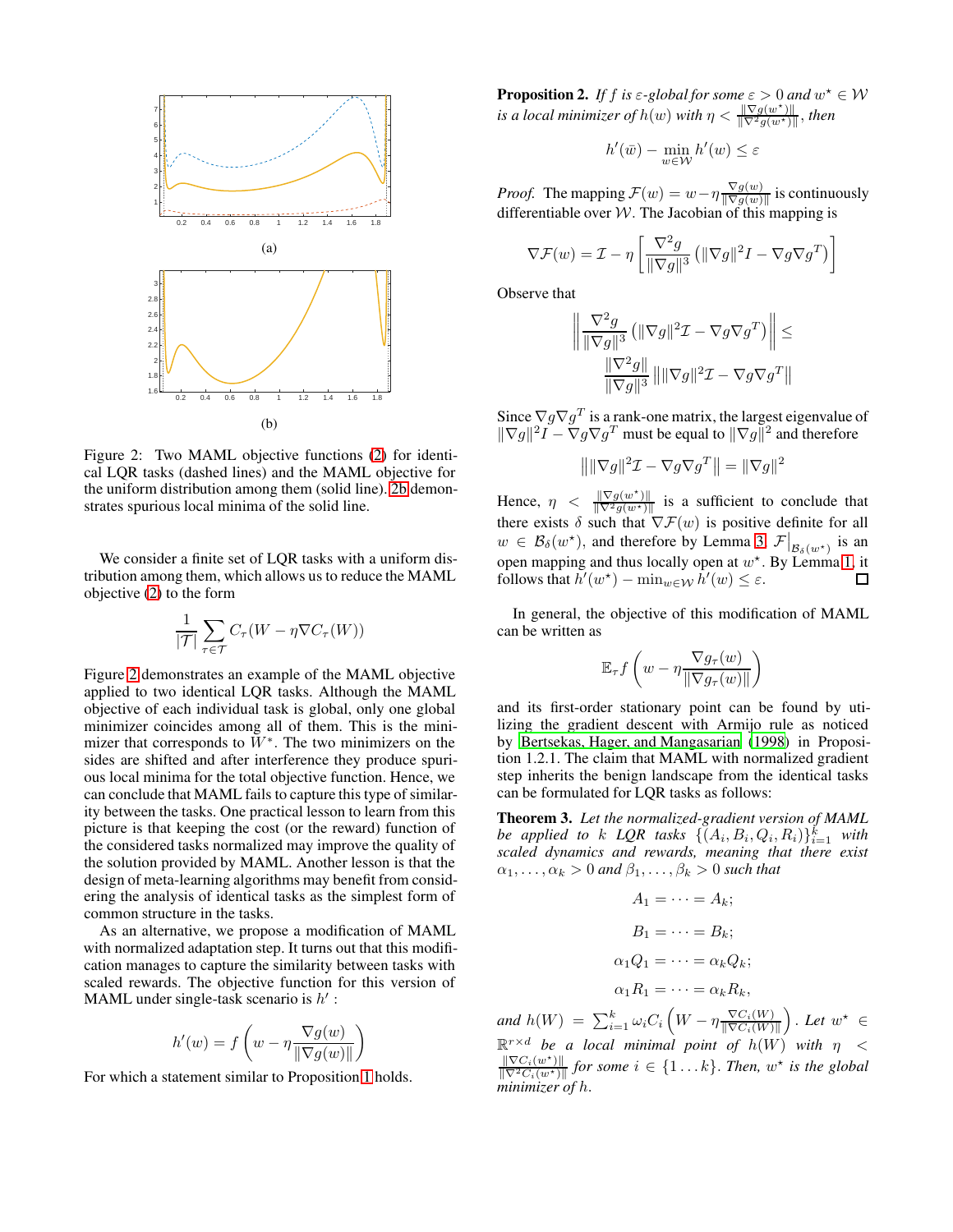(a)

(b)

Figure 2: Two MAML objective functions (2) for identical LQR tasks (dashed lines) and the MAML objective for the uniform distribution among them (solid line). 2b demonstrates spurious local minima of the solid line.

We consider a finite set of LQR tasks with a uniform distribution among them, which allows us to reduce the MAML objective (2) to the form

$$\frac{1}{|\mathcal{T}|}\sum_{\tau\in\mathcal{T}} C_\tau(W - \eta\nabla C_\tau(W))$$

Figure 2 demonstrates an example of the MAML objective applied to two identical LQR tasks. Although the MAML objective of each individual task is global, only one global minimizer coincides among all of them. This is the minimizer that corresponds to $W^*$. The two minimizers on the sides are shifted and after interference they produce spurious local minima for the total objective function. Hence, we can conclude that MAML fails to capture this type of similarity between the tasks. One practical lesson to learn from this picture is that keeping the cost (or the reward) function of the considered tasks normalized may improve the quality of the solution provided by MAML. Another lesson is that the design of meta-learning algorithms may benefit from considering the analysis of identical tasks as the simplest form of common structure in the tasks.

As an alternative, we propose a modification of MAML with normalized adaptation step. It turns out that this modification manages to capture the similarity between tasks with scaled rewards. The objective function for this version of MAML under single-task scenario is $h'$ :

$$h'(w) = f\left(w - \eta\frac{\nabla g(w)}{\|\nabla g(w)\|}\right)$$

For which a statement similar to Proposition 1 holds.

**Proposition 2.** *If $f$ is $\varepsilon$-global for some $\varepsilon > 0$ and $w^\star \in \mathcal{W}$ is a local minimizer of $h(w)$ with $\eta < \frac{\|\nabla g(w^\star)\|}{\|\nabla^2 g(w^\star)\|}$, then*

$$h'(\bar{w}) - \min_{w\in\mathcal{W}} h'(w) \leq \varepsilon$$

*Proof.* The mapping $\mathcal{F}(w) = w - \eta\frac{\nabla g(w)}{\|\nabla g(w)\|}$ is continuously differentiable over $\mathcal{W}$. The Jacobian of this mapping is

$$\nabla\mathcal{F}(w) = \mathcal{I} - \eta\left[\frac{\nabla^2 g}{\|\nabla g\|^3}\left(\|\nabla g\|^2 I - \nabla g\nabla g^T\right)\right]$$

Observe that

$$\left\|\frac{\nabla^2 g}{\|\nabla g\|^3}\left(\|\nabla g\|^2\mathcal{I} - \nabla g\nabla g^T\right)\right\| \leq \frac{\|\nabla^2 g\|}{\|\nabla g\|^3}\left\|\|\nabla g\|^2\mathcal{I} - \nabla g\nabla g^T\right\|$$

Since $\nabla g\nabla g^T$ is a rank-one matrix, the largest eigenvalue of $\|\nabla g\|^2 I - \nabla g\nabla g^T$ must be equal to $\|\nabla g\|^2$ and therefore

$$\left\|\|\nabla g\|^2\mathcal{I} - \nabla g\nabla g^T\right\| = \|\nabla g\|^2$$

Hence, $\eta < \frac{\|\nabla g(w^\star)\|}{\|\nabla^2 g(w^\star)\|}$ is a sufficient to conclude that there exists $\delta$ such that $\nabla\mathcal{F}(w)$ is positive definite for all $w \in \mathcal{B}_\delta(w^\star)$, and therefore by Lemma 3, $\mathcal{F}\big|_{\mathcal{B}_\delta(w^\star)}$ is an open mapping and thus locally open at $w^\star$. By Lemma 1, it follows that $h'(w^\star) - \min_{w\in\mathcal{W}} h'(w) \leq \varepsilon$. ∎

In general, the objective of this modification of MAML can be written as

$$\mathbb{E}_\tau f\left(w - \eta\frac{\nabla g_\tau(w)}{\|\nabla g_\tau(w)\|}\right)$$

and its first-order stationary point can be found by utilizing the gradient descent with Armijo rule as noticed by Bertsekas, Hager, and Mangasarian (1998) in Proposition 1.2.1. The claim that MAML with normalized gradient step inherits the benign landscape from the identical tasks can be formulated for LQR tasks as follows:

**Theorem 3.** *Let the normalized-gradient version of MAML be applied to $k$ LQR tasks $\{(A_i, B_i, Q_i, R_i)\}_{i=1}^k$ with scaled dynamics and rewards, meaning that there exist $\alpha_1, \dots, \alpha_k > 0$ and $\beta_1, \dots, \beta_k > 0$ such that*

$$A_1 = \cdots = A_k;$$

$$B_1 = \cdots = B_k;$$

$$\alpha_1 Q_1 = \cdots = \alpha_k Q_k;$$

$$\alpha_1 R_1 = \cdots = \alpha_k R_k,$$

*and $h(W) = \sum_{i=1}^k \omega_i C_i\left(W - \eta\frac{\nabla C_i(W)}{\|\nabla C_i(W)\|}\right)$. Let $w^\star \in \mathbb{R}^{r\times d}$ be a local minimal point of $h(W)$ with $\eta < \frac{\|\nabla C_i(w^\star)\|}{\|\nabla^2 C_i(w^\star)\|}$ for some $i \in \{1\dots k\}$. Then, $w^\star$ is the global minimizer of $h$.*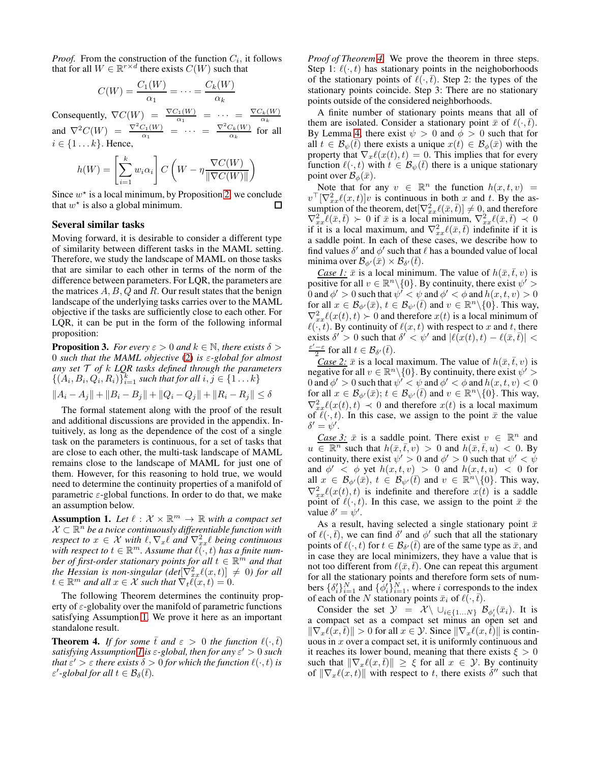*Proof.* From the construction of the function $C_i$, it follows that for all $W \in \mathbb{R}^{r \times d}$ there exists $C(W)$ such that

$$C(W) = \frac{C_1(W)}{\alpha_1} = \dots = \frac{C_k(W)}{\alpha_k}$$

Consequently, $\nabla C(W) = \frac{\nabla C_1(W)}{\alpha_1} = \dots = \frac{\nabla C_k(W)}{\alpha_k}$ and $\nabla^2 C(W) = \frac{\nabla^2 C_1(W)}{\alpha_1} = \dots = \frac{\nabla^2 C_k(W)}{\alpha_k}$ for all $i \in \{1 \dots k\}$. Hence,

$$h(W) = \left[\sum_{i=1}^{k} w_i \alpha_i\right] C\left(W - \eta \frac{\nabla C(W)}{\|\nabla C(W)\|}\right)$$

Since $w^\star$ is a local minimum, by Proposition 2, we conclude that $w^\star$ is also a global minimum. $\square$

## Several similar tasks

Moving forward, it is desirable to consider a different type of similarity between different tasks in the MAML setting. Therefore, we study the landscape of MAML on those tasks that are similar to each other in terms of the norm of the difference between parameters. For LQR, the parameters are the matrices $A$, $B$, $Q$ and $R$. Our result states that the benign landscape of the underlying tasks carries over to the MAML objective if the tasks are sufficiently close to each other. For LQR, it can be put in the form of the following informal proposition:

**Proposition 3.** *For every $\varepsilon > 0$ and $k \in \mathbb{N}$, there exists $\delta > 0$ such that the MAML objective (2) is $\varepsilon$-global for almost any set $\mathcal{T}$ of $k$ LQR tasks defined through the parameters $\{(A_i, B_i, Q_i, R_i)\}_{i=1}^k$ such that for all $i, j \in \{1 \dots k\}$*

$$\|A_i - A_j\| + \|B_i - B_j\| + \|Q_i - Q_j\| + \|R_i - R_j\| \leq \delta$$

The formal statement along with the proof of the result and additional discussions are provided in the appendix. Intuitively, as long as the dependence of the cost of a single task on the parameters is continuous, for a set of tasks that are close to each other, the multi-task landscape of MAML remains close to the landscape of MAML for just one of them. However, for this reasoning to hold true, we would need to determine the continuity properties of a manifold of parametric $\varepsilon$-global functions. In order to do that, we make an assumption below.

**Assumption 1.** *Let $\ell : \mathcal{X} \times \mathbb{R}^m \to \mathbb{R}$ with a compact set $\mathcal{X} \subset \mathbb{R}^n$ be a twice continuously differentiable function with respect to $x \in \mathcal{X}$ with $\ell, \nabla_x \ell$ and $\nabla^2_{xx}\ell$ being continuous with respect to $t \in \mathbb{R}^m$. Assume that $\ell(\cdot, t)$ has a finite number of first-order stationary points for all $t \in \mathbb{R}^m$ and that the Hessian is non-singular ($\det[\nabla^2_{xx}\ell(x,t)] \neq 0$) for all $t \in \mathbb{R}^m$ and all $x \in \mathcal{X}$ such that $\nabla_t \ell(x,t) = 0$.*

The following Theorem determines the continuity property of $\varepsilon$-globality over the manifold of parametric functions satisfying Assumption 1. We prove it here as an important standalone result.

**Theorem 4.** *If for some $\bar{t}$ and $\varepsilon > 0$ the function $\ell(\cdot, \bar{t})$ satisfying Assumption 1 is $\varepsilon$-global, then for any $\varepsilon' > 0$ such that $\varepsilon' > \varepsilon$ there exists $\delta > 0$ for which the function $\ell(\cdot, t)$ is $\varepsilon'$-global for all $t \in \mathcal{B}_\delta(\bar{t})$.*

*Proof of Theorem 4.* We prove the theorem in three steps. Step 1: $\ell(\cdot, t)$ has stationary points in the neighoborhoods of the stationary points of $\ell(\cdot, \bar{t})$. Step 2: the types of the stationary points coincide. Step 3: There are no stationary points outside of the considered neighborhoods.

A finite number of stationary points means that all of them are isolated. Consider a stationary point $\bar{x}$ of $\ell(\cdot, \bar{t})$. By Lemma 4, there exist $\psi > 0$ and $\phi > 0$ such that for all $t \in \mathcal{B}_\psi(\bar{t})$ there exists a unique $x(t) \in \mathcal{B}_\phi(\bar{x})$ with the property that $\nabla_x \ell(x(t), t) = 0$. This implies that for every function $\ell(\cdot, t)$ with $t \in \mathcal{B}_\psi(\bar{t})$ there is a unique stationary point over $\mathcal{B}_\phi(\bar{x})$.

Note that for any $v \in \mathbb{R}^n$ the function $h(x, t, v) = v^\top [\nabla^2_{xx}\ell(x,t)] v$ is continuous in both $x$ and $t$. By the assumption of the theorem, $\det[\nabla^2_{xx}\ell(\bar{x}, \bar{t})] \neq 0$, and therefore $\nabla^2_{xx}\ell(\bar{x}, \bar{t}) \succ 0$ if $\bar{x}$ is a local minimum, $\nabla^2_{xx}\ell(\bar{x}, \bar{t}) \prec 0$ if it is a local maximum, and $\nabla^2_{xx}\ell(\bar{x}, \bar{t})$ indefinite if it is a saddle point. In each of these cases, we describe how to find values $\delta'$ and $\phi'$ such that $\ell$ has a bounded value of local minima over $\mathcal{B}_{\phi'}(\bar{x}) \times \mathcal{B}_{\delta'}(\bar{t})$.

*Case 1:* $\bar{x}$ is a local minimum. The value of $h(\bar{x}, \bar{t}, v)$ is positive for all $v \in \mathbb{R}^n \backslash \{0\}$. By continuity, there exist $\psi' > 0$ and $\phi' > 0$ such that $\psi' < \psi$ and $\phi' < \phi$ and $h(x, t, v) > 0$ for all $x \in \mathcal{B}_{\phi'}(\bar{x})$, $t \in \mathcal{B}_{\psi'}(\bar{t})$ and $v \in \mathbb{R}^n \backslash \{0\}$. This way, $\nabla^2_{xx}\ell(x(t), t) \succ 0$ and therefore $x(t)$ is a local minimum of $\ell(\cdot, t)$. By continuity of $\ell(x, t)$ with respect to $x$ and $t$, there exists $\delta' > 0$ such that $\delta' < \psi'$ and $|\ell(x(t), t) - \ell(\bar{x}, \bar{t})| < \frac{\varepsilon' - \varepsilon}{2}$ for all $t \in \mathcal{B}_{\delta'}(\bar{t})$.

*Case 2:* $\bar{x}$ is a local maximum. The value of $h(\bar{x}, \bar{t}, v)$ is negative for all $v \in \mathbb{R}^n \backslash \{0\}$. By continuity, there exist $\psi' > 0$ and $\phi' > 0$ such that $\psi' < \psi$ and $\phi' < \phi$ and $h(x, t, v) < 0$ for all $x \in \mathcal{B}_{\phi'}(\bar{x})$; $t \in \mathcal{B}_{\psi'}(\bar{t})$ and $v \in \mathbb{R}^n \backslash \{0\}$. This way, $\nabla^2_{xx}\ell(x(t), t) \prec 0$ and therefore $x(t)$ is a local maximum of $\ell(\cdot, t)$. In this case, we assign to the point $\bar{x}$ the value $\delta' = \psi'$.

*Case 3:* $\bar{x}$ is a saddle point. There exist $v \in \mathbb{R}^n$ and $u \in \mathbb{R}^n$ such that $h(\bar{x}, \bar{t}, v) > 0$ and $h(\bar{x}, \bar{t}, u) < 0$. By continuity, there exist $\psi' > 0$ and $\phi' > 0$ such that $\psi' < \psi$ and $\phi' < \phi$ yet $h(x, t, v) > 0$ and $h(x, t, u) < 0$ for all $x \in \mathcal{B}_{\phi'}(\bar{x})$, $t \in \mathcal{B}_{\psi'}(\bar{t})$ and $v \in \mathbb{R}^n \backslash \{0\}$. This way, $\nabla^2_{xx}\ell(x(t), t)$ is indefinite and therefore $x(t)$ is a saddle point of $\ell(\cdot, t)$. In this case, we assign to the point $\bar{x}$ the value $\delta' = \psi'$.

As a result, having selected a single stationary point $\bar{x}$ of $\ell(\cdot, \bar{t})$, we can find $\delta'$ and $\phi'$ such that all the stationary points of $\ell(\cdot, t)$ for $t \in \mathcal{B}_{\delta'}(\bar{t})$ are of the same type as $\bar{x}$, and in case they are local minimizers, they have a value that is not too different from $\ell(\bar{x}, \bar{t})$. One can repeat this argument for all the stationary points and therefore form sets of numbers $\{\delta'_i\}_{i=1}^N$ and $\{\phi'_i\}_{i=1}^N$, where $i$ corresponds to the index of each of the $N$ stationary points $\bar{x}_i$ of $\ell(\cdot, \bar{t})$.

Consider the set $\mathcal{Y} = \mathcal{X} \backslash \cup_{i \in \{1 \dots N\}} \mathcal{B}_{\phi'_i}(\bar{x}_i)$. It is a compact set as a compact set minus an open set and $\|\nabla_x \ell(x, \bar{t})\| > 0$ for all $x \in \mathcal{Y}$. Since $\|\nabla_x \ell(x, \bar{t})\|$ is continuous in $x$ over a compact set, it is uniformly continuous and it reaches its lower bound, meaning that there exists $\xi > 0$ such that $\|\nabla_x \ell(x, \bar{t})\| \geq \xi$ for all $x \in \mathcal{Y}$. By continuity of $\|\nabla_x \ell(x, t)\|$ with respect to $t$, there exists $\delta''$ such that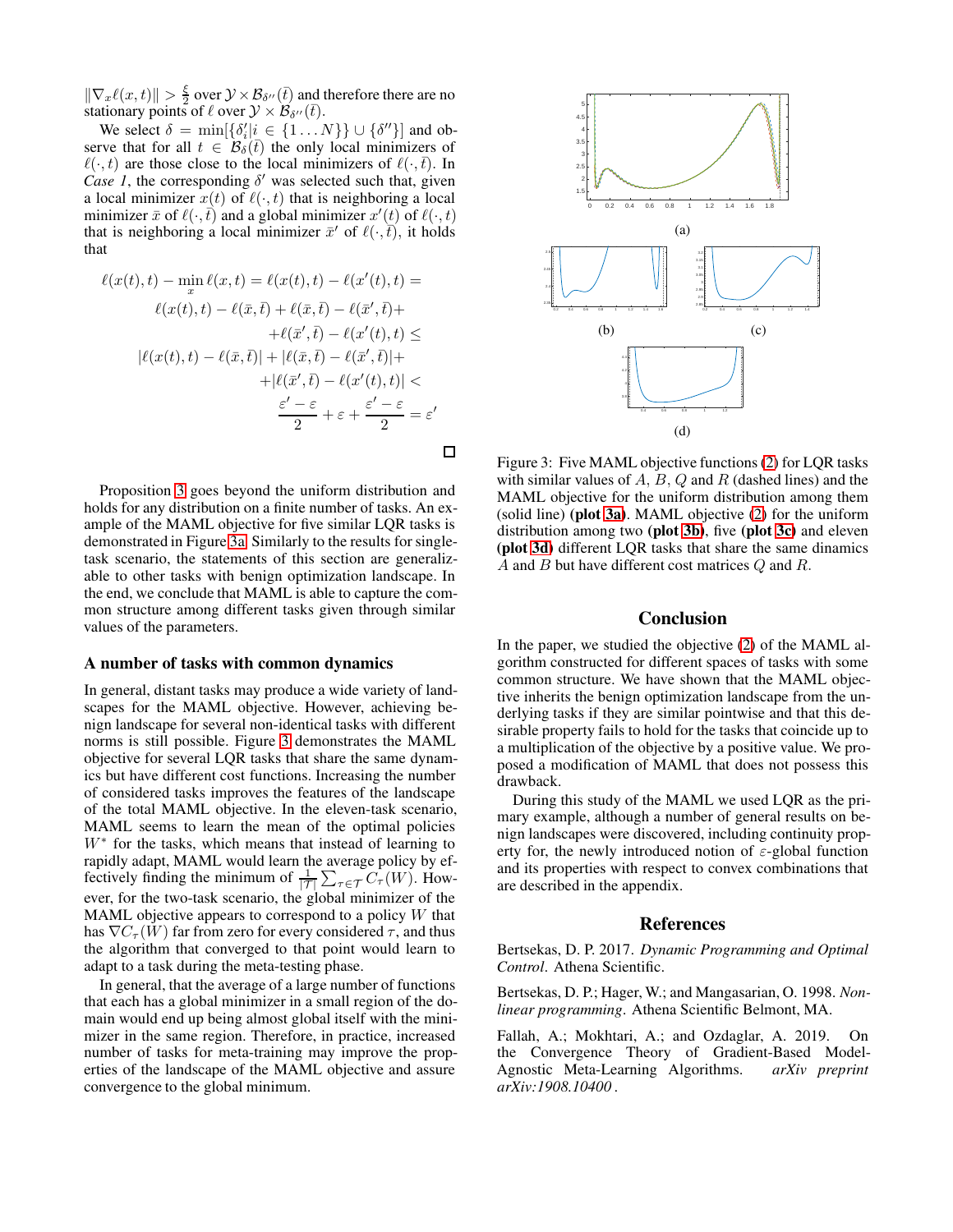$\|\nabla_x \ell(x,t)\| > \frac{\xi}{2}$ over $\mathcal{Y} \times \mathcal{B}_{\delta''}(\bar{t})$ and therefore there are no stationary points of $\ell$ over $\mathcal{Y} \times \mathcal{B}_{\delta''}(\bar{t})$.

We select $\delta = \min[\{\delta'_i | i \in \{1 \ldots N\}\} \cup \{\delta''\}]$ and observe that for all $t \in \mathcal{B}_\delta(\bar{t})$ the only local minimizers of $\ell(\cdot, t)$ are those close to the local minimizers of $\ell(\cdot, \bar{t})$. In *Case 1*, the corresponding $\delta'$ was selected such that, given a local minimizer $x(t)$ of $\ell(\cdot, t)$ that is neighboring a local minimizer $\bar{x}$ of $\ell(\cdot, \bar{t})$ and a global minimizer $x'(t)$ of $\ell(\cdot, t)$ that is neighboring a local minimizer $\bar{x}'$ of $\ell(\cdot, \bar{t})$, it holds that

$$
\begin{aligned}
\ell(x(t), t) - \min_x \ell(x, t) &= \ell(x(t), t) - \ell(x'(t), t) = \\
&\ell(x(t), t) - \ell(\bar{x}, \bar{t}) + \ell(\bar{x}, \bar{t}) - \ell(\bar{x}', \bar{t}) + \\
&\quad + \ell(\bar{x}', \bar{t}) - \ell(x'(t), t) \leq \\
&|\ell(x(t), t) - \ell(\bar{x}, \bar{t})| + |\ell(\bar{x}, \bar{t}) - \ell(\bar{x}', \bar{t})| + \\
&\quad + |\ell(\bar{x}', \bar{t}) - \ell(x'(t), t)| < \\
&\frac{\varepsilon' - \varepsilon}{2} + \varepsilon + \frac{\varepsilon' - \varepsilon}{2} = \varepsilon'
\end{aligned}
$$

□

Proposition 3 goes beyond the uniform distribution and holds for any distribution on a finite number of tasks. An example of the MAML objective for five similar LQR tasks is demonstrated in Figure 3a. Similarly to the results for single-task scenario, the statements of this section are generalizable to other tasks with benign optimization landscape. In the end, we conclude that MAML is able to capture the common structure among different tasks given through similar values of the parameters.

### A number of tasks with common dynamics

In general, distant tasks may produce a wide variety of landscapes for the MAML objective. However, achieving benign landscape for several non-identical tasks with different norms is still possible. Figure 3 demonstrates the MAML objective for several LQR tasks that share the same dynamics but have different cost functions. Increasing the number of considered tasks improves the features of the landscape of the total MAML objective. In the eleven-task scenario, MAML seems to learn the mean of the optimal policies $W^*$ for the tasks, which means that instead of learning to rapidly adapt, MAML would learn the average policy by effectively finding the minimum of $\frac{1}{|\mathcal{T}|}\sum_{\tau \in \mathcal{T}} C_\tau(W)$. However, for the two-task scenario, the global minimizer of the MAML objective appears to correspond to a policy $W$ that has $\nabla C_\tau(W)$ far from zero for every considered $\tau$, and thus the algorithm that converged to that point would learn to adapt to a task during the meta-testing phase.

In general, that the average of a large number of functions that each has a global minimizer in a small region of the domain would end up being almost global itself with the minimizer in the same region. Therefore, in practice, increased number of tasks for meta-training may improve the properties of the landscape of the MAML objective and assure convergence to the global minimum.

(a)

(b) (c)

(d)

Figure 3: Five MAML objective functions (2) for LQR tasks with similar values of $A$, $B$, $Q$ and $R$ (dashed lines) and the MAML objective for the uniform distribution among them (solid line) **(plot 3a)**. MAML objective (2) for the uniform distribution among two **(plot 3b)**, five **(plot 3c)** and eleven **(plot 3d)** different LQR tasks that share the same dinamics $A$ and $B$ but have different cost matrices $Q$ and $R$.

## Conclusion

In the paper, we studied the objective (2) of the MAML algorithm constructed for different spaces of tasks with some common structure. We have shown that the MAML objective inherits the benign optimization landscape from the underlying tasks if they are similar pointwise and that this desirable property fails to hold for the tasks that coincide up to a multiplication of the objective by a positive value. We proposed a modification of MAML that does not possess this drawback.

During this study of the MAML we used LQR as the primary example, although a number of general results on benign landscapes were discovered, including continuity property for, the newly introduced notion of $\varepsilon$-global function and its properties with respect to convex combinations that are described in the appendix.

## References

Bertsekas, D. P. 2017. *Dynamic Programming and Optimal Control*. Athena Scientific.

Bertsekas, D. P.; Hager, W.; and Mangasarian, O. 1998. *Nonlinear programming*. Athena Scientific Belmont, MA.

Fallah, A.; Mokhtari, A.; and Ozdaglar, A. 2019. On the Convergence Theory of Gradient-Based Model-Agnostic Meta-Learning Algorithms. *arXiv preprint arXiv:1908.10400* .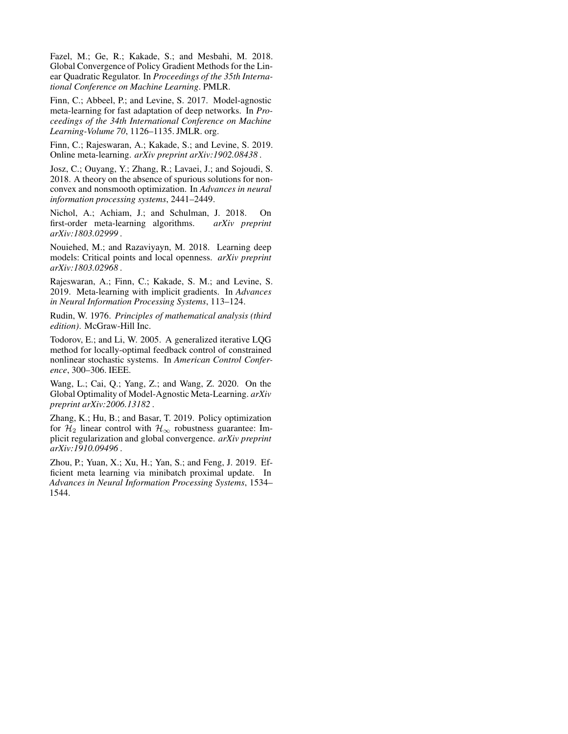Fazel, M.; Ge, R.; Kakade, S.; and Mesbahi, M. 2018. Global Convergence of Policy Gradient Methods for the Linear Quadratic Regulator. In *Proceedings of the 35th International Conference on Machine Learning*. PMLR.

Finn, C.; Abbeel, P.; and Levine, S. 2017. Model-agnostic meta-learning for fast adaptation of deep networks. In *Proceedings of the 34th International Conference on Machine Learning-Volume 70*, 1126–1135. JMLR. org.

Finn, C.; Rajeswaran, A.; Kakade, S.; and Levine, S. 2019. Online meta-learning. *arXiv preprint arXiv:1902.08438* .

Josz, C.; Ouyang, Y.; Zhang, R.; Lavaei, J.; and Sojoudi, S. 2018. A theory on the absence of spurious solutions for nonconvex and nonsmooth optimization. In *Advances in neural information processing systems*, 2441–2449.

Nichol, A.; Achiam, J.; and Schulman, J. 2018. On first-order meta-learning algorithms. *arXiv preprint arXiv:1803.02999* .

Nouiehed, M.; and Razaviyayn, M. 2018. Learning deep models: Critical points and local openness. *arXiv preprint arXiv:1803.02968* .

Rajeswaran, A.; Finn, C.; Kakade, S. M.; and Levine, S. 2019. Meta-learning with implicit gradients. In *Advances in Neural Information Processing Systems*, 113–124.

Rudin, W. 1976. *Principles of mathematical analysis (third edition)*. McGraw-Hill Inc.

Todorov, E.; and Li, W. 2005. A generalized iterative LQG method for locally-optimal feedback control of constrained nonlinear stochastic systems. In *American Control Conference*, 300–306. IEEE.

Wang, L.; Cai, Q.; Yang, Z.; and Wang, Z. 2020. On the Global Optimality of Model-Agnostic Meta-Learning. *arXiv preprint arXiv:2006.13182* .

Zhang, K.; Hu, B.; and Basar, T. 2019. Policy optimization for $\mathcal{H}_2$ linear control with $\mathcal{H}_\infty$ robustness guarantee: Implicit regularization and global convergence. *arXiv preprint arXiv:1910.09496* .

Zhou, P.; Yuan, X.; Xu, H.; Yan, S.; and Feng, J. 2019. Efficient meta learning via minibatch proximal update. In *Advances in Neural Information Processing Systems*, 1534–1544.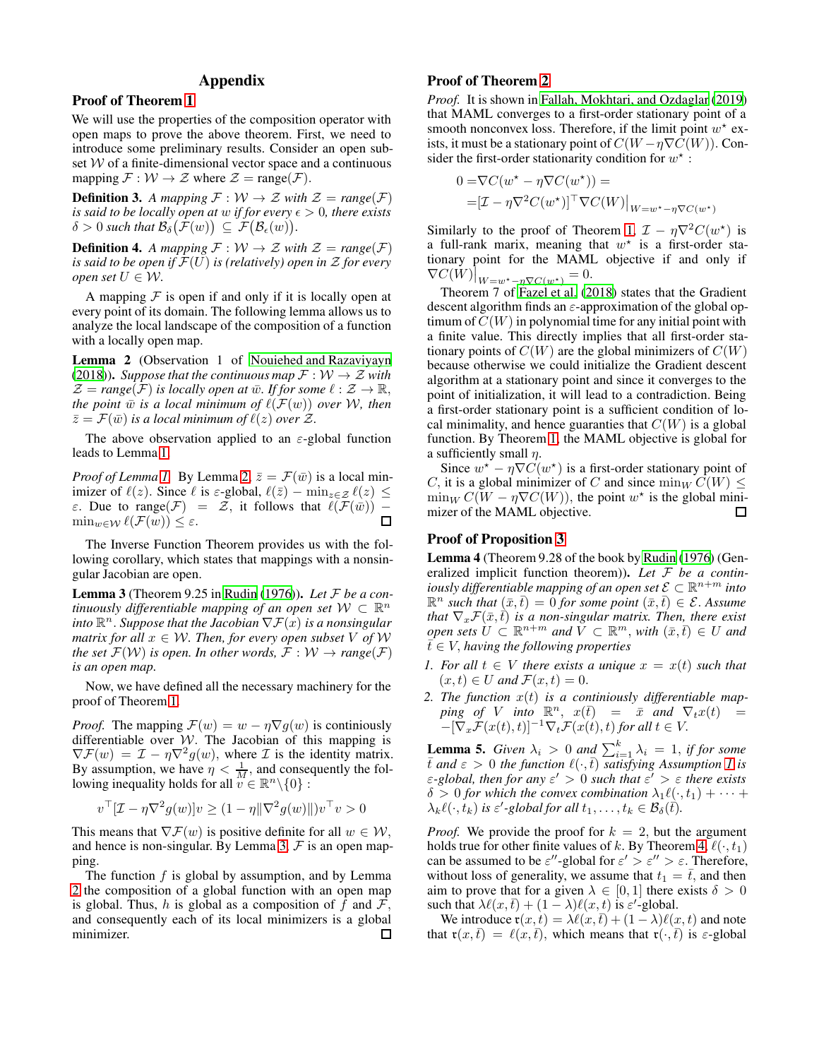# Appendix

## Proof of Theorem 1

We will use the properties of the composition operator with open maps to prove the above theorem. First, we need to introduce some preliminary results. Consider an open subset $\mathcal{W}$ of a finite-dimensional vector space and a continuous mapping $\mathcal{F}: \mathcal{W} \to \mathcal{Z}$ where $\mathcal{Z} = \text{range}(\mathcal{F})$.

**Definition 3.** *A mapping $\mathcal{F}: \mathcal{W} \to \mathcal{Z}$ with $\mathcal{Z} = range(\mathcal{F})$ is said to be locally open at $w$ if for every $\epsilon > 0$, there exists $\delta > 0$ such that $\mathcal{B}_\delta\big(\mathcal{F}(w)\big) \subseteq \mathcal{F}\big(\mathcal{B}_\epsilon(w)\big)$.*

**Definition 4.** *A mapping $\mathcal{F}: \mathcal{W} \to \mathcal{Z}$ with $\mathcal{Z} = range(\mathcal{F})$ is said to be open if $\mathcal{F}(U)$ is (relatively) open in $\mathcal{Z}$ for every open set $U \in \mathcal{W}$.*

A mapping $\mathcal{F}$ is open if and only if it is locally open at every point of its domain. The following lemma allows us to analyze the local landscape of the composition of a function with a locally open map.

**Lemma 2** (Observation 1 of Nouiehed and Razaviyayn (2018)). *Suppose that the continuous map $\mathcal{F}: \mathcal{W} \to \mathcal{Z}$ with $\mathcal{Z} = range(\mathcal{F})$ is locally open at $\bar{w}$. If for some $\ell : \mathcal{Z} \to \mathbb{R}$, the point $\bar{w}$ is a local minimum of $\ell(\mathcal{F}(w))$ over $\mathcal{W}$, then $\bar{z} = \mathcal{F}(\bar{w})$ is a local minimum of $\ell(z)$ over $\mathcal{Z}$.*

The above observation applied to an $\varepsilon$-global function leads to Lemma 1.

*Proof of Lemma 1.* By Lemma 2, $\bar{z} = \mathcal{F}(\bar{w})$ is a local minimizer of $\ell(z)$. Since $\ell$ is $\varepsilon$-global, $\ell(\bar{z}) - \min_{z\in\mathcal{Z}} \ell(z) \le \varepsilon$. Due to $\text{range}(\mathcal{F}) = \mathcal{Z}$, it follows that $\ell(\mathcal{F}(\bar{w})) - \min_{w\in\mathcal{W}} \ell(\mathcal{F}(w)) \le \varepsilon$. □

The Inverse Function Theorem provides us with the following corollary, which states that mappings with a nonsingular Jacobian are open.

**Lemma 3** (Theorem 9.25 in Rudin (1976)). *Let $\mathcal{F}$ be a continuously differentiable mapping of an open set $\mathcal{W} \subset \mathbb{R}^n$ into $\mathbb{R}^n$. Suppose that the Jacobian $\nabla\mathcal{F}(x)$ is a nonsingular matrix for all $x \in \mathcal{W}$. Then, for every open subset $V$ of $\mathcal{W}$ the set $\mathcal{F}(\mathcal{W})$ is open. In other words, $\mathcal{F}: \mathcal{W} \to range(\mathcal{F})$ is an open map.*

Now, we have defined all the necessary machinery for the proof of Theorem 1.

*Proof.* The mapping $\mathcal{F}(w) = w - \eta\nabla g(w)$ is continiously differentiable over $\mathcal{W}$. The Jacobian of this mapping is $\nabla\mathcal{F}(w) = \mathcal{I} - \eta\nabla^2 g(w)$, where $\mathcal{I}$ is the identity matrix. By assumption, we have $\eta < \frac{1}{M}$, and consequently the following inequality holds for all $v \in \mathbb{R}^n\backslash\{0\}$ :

$$v^\top[\mathcal{I} - \eta\nabla^2 g(w)]v \ge (1 - \eta\|\nabla^2 g(w)\|)v^\top v > 0$$

This means that $\nabla\mathcal{F}(w)$ is positive definite for all $w \in \mathcal{W}$, and hence is non-singular. By Lemma 3, $\mathcal{F}$ is an open mapping.

The function $f$ is global by assumption, and by Lemma 2 the composition of a global function with an open map is global. Thus, $h$ is global as a composition of $f$ and $\mathcal{F}$, and consequently each of its local minimizers is a global minimizer. □

## Proof of Theorem 2

*Proof.* It is shown in Fallah, Mokhtari, and Ozdaglar (2019) that MAML converges to a first-order stationary point of a smooth nonconvex loss. Therefore, if the limit point $w^\star$ exists, it must be a stationary point of $C(W - \eta\nabla C(W))$. Consider the first-order stationarity condition for $w^\star$ :

$$\begin{aligned} 0 =& \nabla C(w^\star - \eta\nabla C(w^\star)) = \\ =& [\mathcal{I} - \eta\nabla^2 C(w^\star)]^\top \nabla C(W)\big|_{W=w^\star - \eta\nabla C(w^\star)} \end{aligned}$$

Similarly to the proof of Theorem 1, $\mathcal{I} - \eta\nabla^2 C(w^\star)$ is a full-rank marix, meaning that $w^\star$ is a first-order stationary point for the MAML objective if and only if $\nabla C(W)\big|_{W=w^\star - \eta\nabla C(w^\star)} = 0$.

Theorem 7 of Fazel et al. (2018) states that the Gradient descent algorithm finds an $\varepsilon$-approximation of the global optimum of $C(W)$ in polynomial time for any initial point with a finite value. This directly implies that all first-order stationary points of $C(W)$ are the global minimizers of $C(W)$ because otherwise we could initialize the Gradient descent algorithm at a stationary point and since it converges to the point of initialization, it will lead to a contradiction. Being a first-order stationary point is a sufficient condition of local minimality, and hence guaranties that $C(W)$ is a global function. By Theorem 1, the MAML objective is global for a sufficiently small $\eta$.

Since $w^\star - \eta\nabla C(w^\star)$ is a first-order stationary point of $C$, it is a global minimizer of $C$ and since $\min_W C(W) \le \min_W C(W - \eta\nabla C(W))$, the point $w^\star$ is the global minimizer of the MAML objective. □

## Proof of Proposition 3

**Lemma 4** (Theorem 9.28 of the book by Rudin (1976) (Generalized implicit function theorem)). *Let $\mathcal{F}$ be a continiously differentiable mapping of an open set $\mathcal{E} \subset \mathbb{R}^{n+m}$ into $\mathbb{R}^n$ such that $(\bar{x}, \bar{t}) = 0$ for some point $(\bar{x}, \bar{t}) \in \mathcal{E}$. Assume that $\nabla_x\mathcal{F}(\bar{x}, \bar{t})$ is a non-singular matrix. Then, there exist open sets $U \subset \mathbb{R}^{n+m}$ and $V \subset \mathbb{R}^m$, with $(\bar{x}, \bar{t}) \in U$ and $\bar{t} \in V$, having the following properties*

1. *For all $t \in V$ there exists a unique $x = x(t)$ such that $(x, t) \in U$ and $\mathcal{F}(x, t) = 0$.*
2. *The function $x(t)$ is a continiously differentiable mapping of $V$ into $\mathbb{R}^n$, $x(\bar{t}) = \bar{x}$ and $\nabla_t x(t) = -[\nabla_x\mathcal{F}(x(t), t)]^{-1}\nabla_t\mathcal{F}(x(t), t)$ for all $t \in V$.*

**Lemma 5.** *Given $\lambda_i > 0$ and $\sum_{i=1}^k \lambda_i = 1$, if for some $\bar{t}$ and $\varepsilon > 0$ the function $\ell(\cdot, \bar{t})$ satisfying Assumption 1 is $\varepsilon$-global, then for any $\varepsilon' > 0$ such that $\varepsilon' > \varepsilon$ there exists $\delta > 0$ for which the convex combination $\lambda_1\ell(\cdot, t_1) + \cdots + \lambda_k\ell(\cdot, t_k)$ is $\varepsilon'$-global for all $t_1, \ldots, t_k \in \mathcal{B}_\delta(\bar{t})$.*

*Proof.* We provide the proof for $k = 2$, but the argument holds true for other finite values of $k$. By Theorem 4, $\ell(\cdot, t_1)$ can be assumed to be $\varepsilon''$-global for $\varepsilon' > \varepsilon'' > \varepsilon$. Therefore, without loss of generality, we assume that $t_1 = \bar{t}$, and then aim to prove that for a given $\lambda \in [0, 1]$ there exists $\delta > 0$ such that $\lambda\ell(x, \bar{t}) + (1 - \lambda)\ell(x, t)$ is $\varepsilon'$-global.

We introduce $\mathfrak{r}(x, t) = \lambda\ell(x, \bar{t}) + (1 - \lambda)\ell(x, t)$ and note that $\mathfrak{r}(x, \bar{t}) = \ell(x, \bar{t})$, which means that $\mathfrak{r}(\cdot, \bar{t})$ is $\varepsilon$-global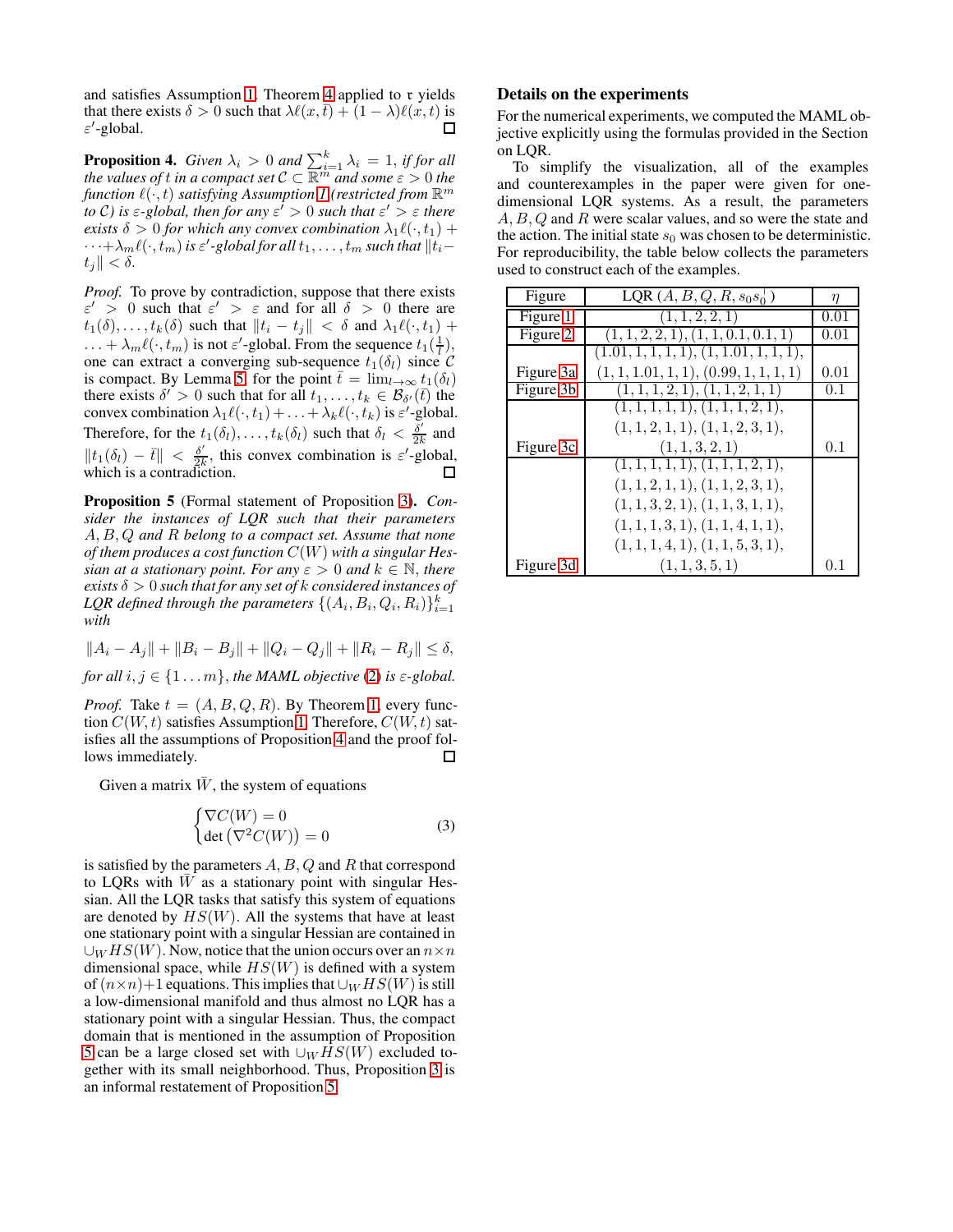and satisfies Assumption 1. Theorem 4 applied to $\mathfrak{r}$ yields that there exists $\delta > 0$ such that $\lambda \ell(x, \bar{t}) + (1-\lambda)\ell(x, t)$ is $\varepsilon'$-global. $\square$

**Proposition 4.** *Given $\lambda_i > 0$ and $\sum_{i=1}^{k} \lambda_i = 1$, if for all the values of $t$ in a compact set $\mathcal{C} \subset \mathbb{R}^m$ and some $\varepsilon > 0$ the function $\ell(\cdot, t)$ satisfying Assumption 1 (restricted from $\mathbb{R}^m$ to $\mathcal{C}$) is $\varepsilon$-global, then for any $\varepsilon' > 0$ such that $\varepsilon' > \varepsilon$ there exists $\delta > 0$ for which any convex combination $\lambda_1 \ell(\cdot, t_1) + \dots + \lambda_m \ell(\cdot, t_m)$ is $\varepsilon'$-global for all $t_1, \dots, t_m$ such that $\|t_i - t_j\| < \delta$.*

*Proof.* To prove by contradiction, suppose that there exists $\varepsilon' > 0$ such that $\varepsilon' > \varepsilon$ and for all $\delta > 0$ there are $t_1(\delta), \dots, t_k(\delta)$ such that $\|t_i - t_j\| < \delta$ and $\lambda_1 \ell(\cdot, t_1) + \dots + \lambda_m \ell(\cdot, t_m)$ is not $\varepsilon'$-global. From the sequence $t_1(\frac{1}{l})$, one can extract a converging sub-sequence $t_1(\delta_l)$ since $\mathcal{C}$ is compact. By Lemma 5, for the point $\bar{t} = \lim_{l \to \infty} t_1(\delta_l)$ there exists $\delta' > 0$ such that for all $t_1, \dots, t_k \in \mathcal{B}_{\delta'}(\bar{t})$ the convex combination $\lambda_1 \ell(\cdot, t_1) + \dots + \lambda_k \ell(\cdot, t_k)$ is $\varepsilon'$-global. Therefore, for the $t_1(\delta_l), \dots, t_k(\delta_l)$ such that $\delta_l < \frac{\delta'}{2k}$ and $\|t_1(\delta_l) - \bar{t}\| < \frac{\delta'}{2k}$, this convex combination is $\varepsilon'$-global, which is a contradiction. $\square$

**Proposition 5** (Formal statement of Proposition 3)**.** *Consider the instances of LQR such that their parameters $A, B, Q$ and $R$ belong to a compact set. Assume that none of them produces a cost function $C(W)$ with a singular Hessian at a stationary point. For any $\varepsilon > 0$ and $k \in \mathbb{N}$, there exists $\delta > 0$ such that for any set of $k$ considered instances of LQR defined through the parameters $\{(A_i, B_i, Q_i, R_i)\}_{i=1}^{k}$ with*

$$\|A_i - A_j\| + \|B_i - B_j\| + \|Q_i - Q_j\| + \|R_i - R_j\| \leq \delta,$$

*for all $i, j \in \{1 \dots m\}$, the MAML objective (2) is $\varepsilon$-global.*

*Proof.* Take $t = (A, B, Q, R)$. By Theorem 1, every function $C(W, t)$ satisfies Assumption 1. Therefore, $C(W, t)$ satisfies all the assumptions of Proposition 4 and the proof follows immediately. $\square$

Given a matrix $\bar{W}$, the system of equations

$$\begin{cases} \nabla C(W) = 0 \\ \det\left(\nabla^2 C(W)\right) = 0 \end{cases} \tag{3}$$

is satisfied by the parameters $A, B, Q$ and $R$ that correspond to LQRs with $\bar{W}$ as a stationary point with singular Hessian. All the LQR tasks that satisfy this system of equations are denoted by $HS(W)$. All the systems that have at least one stationary point with a singular Hessian are contained in $\cup_W HS(W)$. Now, notice that the union occurs over an $n \times n$ dimensional space, while $HS(W)$ is defined with a system of $(n \times n) + 1$ equations. This implies that $\cup_W HS(W)$ is still a low-dimensional manifold and thus almost no LQR has a stationary point with a singular Hessian. Thus, the compact domain that is mentioned in the assumption of Proposition 5 can be a large closed set with $\cup_W HS(W)$ excluded together with its small neighborhood. Thus, Proposition 3 is an informal restatement of Proposition 5.

## Details on the experiments

For the numerical experiments, we computed the MAML objective explicitly using the formulas provided in the Section on LQR.

To simplify the visualization, all of the examples and counterexamples in the paper were given for one-dimensional LQR systems. As a result, the parameters $A, B, Q$ and $R$ were scalar values, and so were the state and the action. The initial state $s_0$ was chosen to be deterministic. For reproducibility, the table below collects the parameters used to construct each of the examples.

| Figure | LQR $(A, B, Q, R, s_0 s_0^\top)$ | $\eta$ |
|---|---|---|
| Figure 1 | $(1, 1, 2, 2, 1)$ | 0.01 |
| Figure 2 | $(1, 1, 2, 2, 1), (1, 1, 0.1, 0.1, 1)$ | 0.01 |
| Figure 3a | $(1.01, 1, 1, 1, 1), (1, 1.01, 1, 1, 1),$ $(1, 1, 1.01, 1, 1), (0.99, 1, 1, 1, 1)$ | 0.01 |
| Figure 3b | $(1, 1, 1, 2, 1), (1, 1, 2, 1, 1)$ | 0.1 |
| Figure 3c | $(1, 1, 1, 1, 1), (1, 1, 1, 2, 1),$ $(1, 1, 2, 1, 1), (1, 1, 2, 3, 1),$ $(1, 1, 3, 2, 1)$ | 0.1 |
| Figure 3d | $(1, 1, 1, 1, 1), (1, 1, 1, 2, 1),$ $(1, 1, 2, 1, 1), (1, 1, 2, 3, 1),$ $(1, 1, 3, 2, 1), (1, 1, 3, 1, 1),$ $(1, 1, 1, 3, 1), (1, 1, 4, 1, 1),$ $(1, 1, 1, 4, 1), (1, 1, 5, 3, 1),$ $(1, 1, 3, 5, 1)$ | 0.1 |